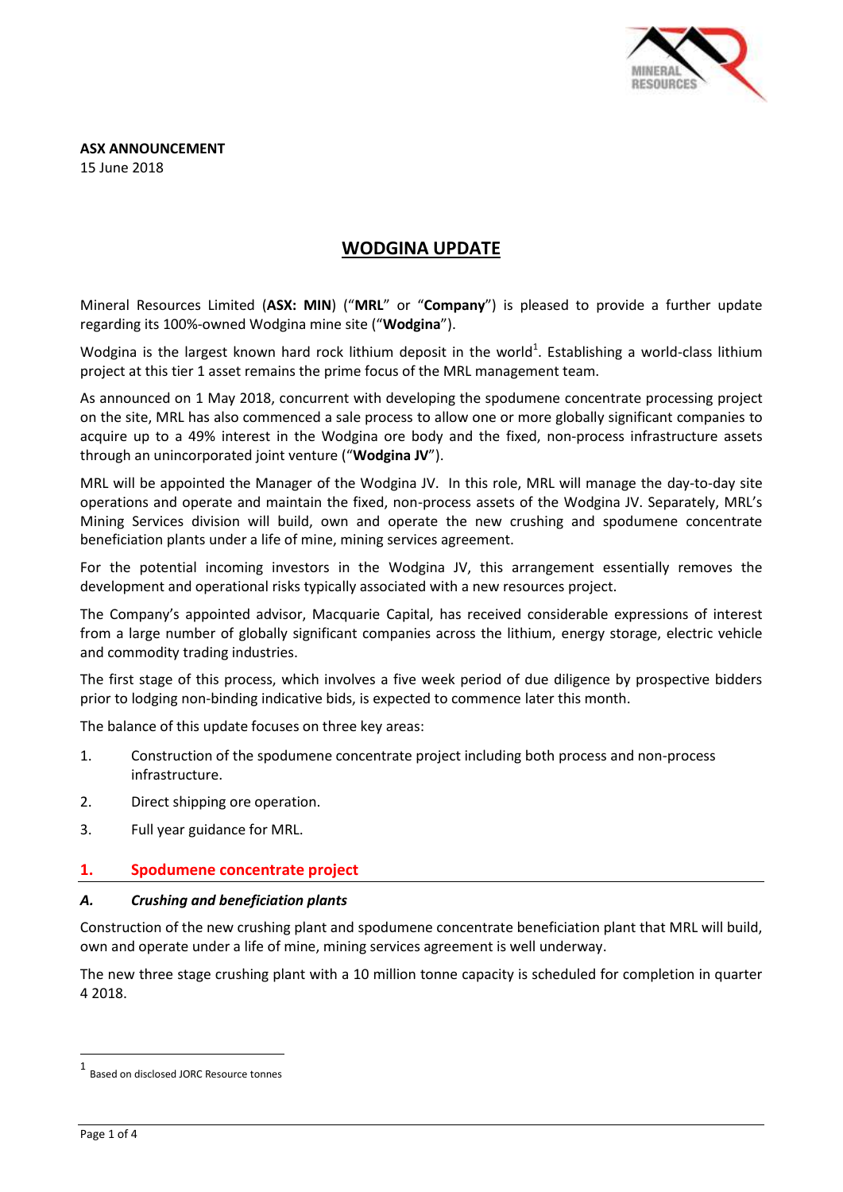**ASX ANNOUNCEMENT**
15 June 2018

# WODGINA UPDATE

Mineral Resources Limited (**ASX: MIN**) ("**MRL**" or "**Company**") is pleased to provide a further update regarding its 100%-owned Wodgina mine site ("**Wodgina**").

Wodgina is the largest known hard rock lithium deposit in the world[1]. Establishing a world-class lithium project at this tier 1 asset remains the prime focus of the MRL management team.

As announced on 1 May 2018, concurrent with developing the spodumene concentrate processing project on the site, MRL has also commenced a sale process to allow one or more globally significant companies to acquire up to a 49% interest in the Wodgina ore body and the fixed, non-process infrastructure assets through an unincorporated joint venture ("**Wodgina JV**").

MRL will be appointed the Manager of the Wodgina JV. In this role, MRL will manage the day-to-day site operations and operate and maintain the fixed, non-process assets of the Wodgina JV. Separately, MRL's Mining Services division will build, own and operate the new crushing and spodumene concentrate beneficiation plants under a life of mine, mining services agreement.

For the potential incoming investors in the Wodgina JV, this arrangement essentially removes the development and operational risks typically associated with a new resources project.

The Company's appointed advisor, Macquarie Capital, has received considerable expressions of interest from a large number of globally significant companies across the lithium, energy storage, electric vehicle and commodity trading industries.

The first stage of this process, which involves a five week period of due diligence by prospective bidders prior to lodging non-binding indicative bids, is expected to commence later this month.

The balance of this update focuses on three key areas:

1. Construction of the spodumene concentrate project including both process and non-process infrastructure.
2. Direct shipping ore operation.
3. Full year guidance for MRL.

## 1. Spodumene concentrate project

### *A. Crushing and beneficiation plants*

Construction of the new crushing plant and spodumene concentrate beneficiation plant that MRL will build, own and operate under a life of mine, mining services agreement is well underway.

The new three stage crushing plant with a 10 million tonne capacity is scheduled for completion in quarter 4 2018.

---

[1] Based on disclosed JORC Resource tonnes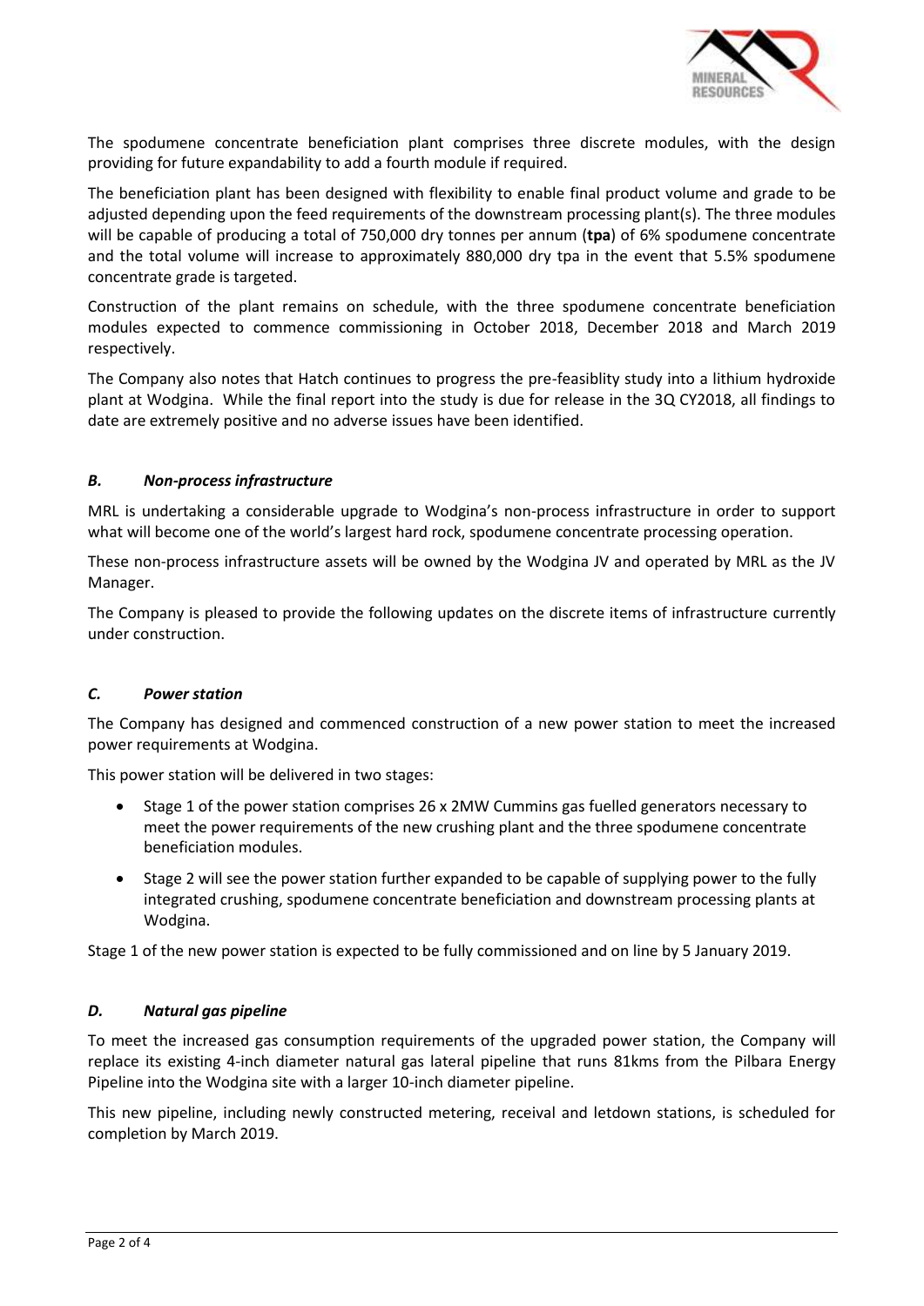The spodumene concentrate beneficiation plant comprises three discrete modules, with the design providing for future expandability to add a fourth module if required.

The beneficiation plant has been designed with flexibility to enable final product volume and grade to be adjusted depending upon the feed requirements of the downstream processing plant(s). The three modules will be capable of producing a total of 750,000 dry tonnes per annum (**tpa**) of 6% spodumene concentrate and the total volume will increase to approximately 880,000 dry tpa in the event that 5.5% spodumene concentrate grade is targeted.

Construction of the plant remains on schedule, with the three spodumene concentrate beneficiation modules expected to commence commissioning in October 2018, December 2018 and March 2019 respectively.

The Company also notes that Hatch continues to progress the pre-feasiblity study into a lithium hydroxide plant at Wodgina. While the final report into the study is due for release in the 3Q CY2018, all findings to date are extremely positive and no adverse issues have been identified.

### *B. Non-process infrastructure*

MRL is undertaking a considerable upgrade to Wodgina's non-process infrastructure in order to support what will become one of the world's largest hard rock, spodumene concentrate processing operation.

These non-process infrastructure assets will be owned by the Wodgina JV and operated by MRL as the JV Manager.

The Company is pleased to provide the following updates on the discrete items of infrastructure currently under construction.

### *C. Power station*

The Company has designed and commenced construction of a new power station to meet the increased power requirements at Wodgina.

This power station will be delivered in two stages:

- Stage 1 of the power station comprises 26 x 2MW Cummins gas fuelled generators necessary to meet the power requirements of the new crushing plant and the three spodumene concentrate beneficiation modules.
- Stage 2 will see the power station further expanded to be capable of supplying power to the fully integrated crushing, spodumene concentrate beneficiation and downstream processing plants at Wodgina.

Stage 1 of the new power station is expected to be fully commissioned and on line by 5 January 2019.

### *D. Natural gas pipeline*

To meet the increased gas consumption requirements of the upgraded power station, the Company will replace its existing 4-inch diameter natural gas lateral pipeline that runs 81kms from the Pilbara Energy Pipeline into the Wodgina site with a larger 10-inch diameter pipeline.

This new pipeline, including newly constructed metering, receival and letdown stations, is scheduled for completion by March 2019.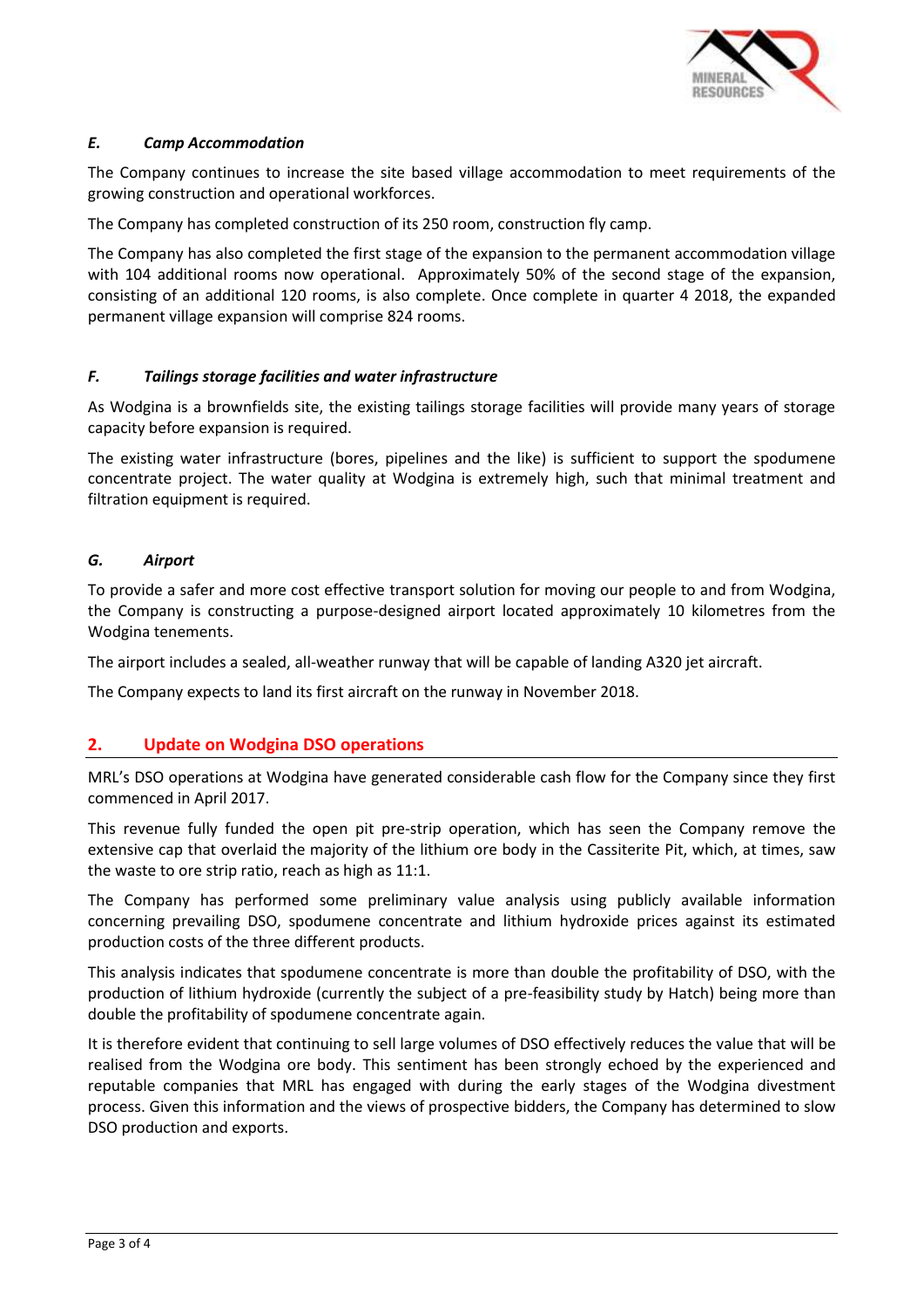### *E. Camp Accommodation*

The Company continues to increase the site based village accommodation to meet requirements of the growing construction and operational workforces.

The Company has completed construction of its 250 room, construction fly camp.

The Company has also completed the first stage of the expansion to the permanent accommodation village with 104 additional rooms now operational. Approximately 50% of the second stage of the expansion, consisting of an additional 120 rooms, is also complete. Once complete in quarter 4 2018, the expanded permanent village expansion will comprise 824 rooms.

### *F. Tailings storage facilities and water infrastructure*

As Wodgina is a brownfields site, the existing tailings storage facilities will provide many years of storage capacity before expansion is required.

The existing water infrastructure (bores, pipelines and the like) is sufficient to support the spodumene concentrate project. The water quality at Wodgina is extremely high, such that minimal treatment and filtration equipment is required.

### *G. Airport*

To provide a safer and more cost effective transport solution for moving our people to and from Wodgina, the Company is constructing a purpose-designed airport located approximately 10 kilometres from the Wodgina tenements.

The airport includes a sealed, all-weather runway that will be capable of landing A320 jet aircraft.

The Company expects to land its first aircraft on the runway in November 2018.

## 2. Update on Wodgina DSO operations

MRL's DSO operations at Wodgina have generated considerable cash flow for the Company since they first commenced in April 2017.

This revenue fully funded the open pit pre-strip operation, which has seen the Company remove the extensive cap that overlaid the majority of the lithium ore body in the Cassiterite Pit, which, at times, saw the waste to ore strip ratio, reach as high as 11:1.

The Company has performed some preliminary value analysis using publicly available information concerning prevailing DSO, spodumene concentrate and lithium hydroxide prices against its estimated production costs of the three different products.

This analysis indicates that spodumene concentrate is more than double the profitability of DSO, with the production of lithium hydroxide (currently the subject of a pre-feasibility study by Hatch) being more than double the profitability of spodumene concentrate again.

It is therefore evident that continuing to sell large volumes of DSO effectively reduces the value that will be realised from the Wodgina ore body. This sentiment has been strongly echoed by the experienced and reputable companies that MRL has engaged with during the early stages of the Wodgina divestment process. Given this information and the views of prospective bidders, the Company has determined to slow DSO production and exports.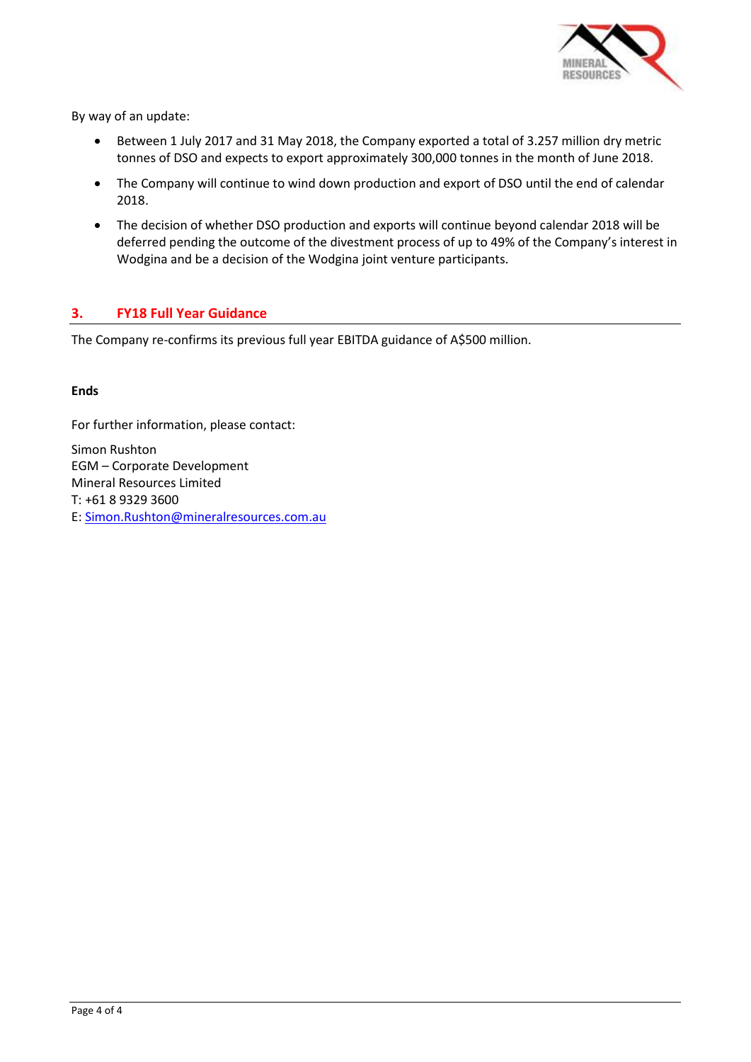By way of an update:

- Between 1 July 2017 and 31 May 2018, the Company exported a total of 3.257 million dry metric tonnes of DSO and expects to export approximately 300,000 tonnes in the month of June 2018.
- The Company will continue to wind down production and export of DSO until the end of calendar 2018.
- The decision of whether DSO production and exports will continue beyond calendar 2018 will be deferred pending the outcome of the divestment process of up to 49% of the Company's interest in Wodgina and be a decision of the Wodgina joint venture participants.

## 3. FY18 Full Year Guidance

The Company re-confirms its previous full year EBITDA guidance of A$500 million.

**Ends**

For further information, please contact:

Simon Rushton
EGM – Corporate Development
Mineral Resources Limited
T: +61 8 9329 3600
E: Simon.Rushton@mineralresources.com.au